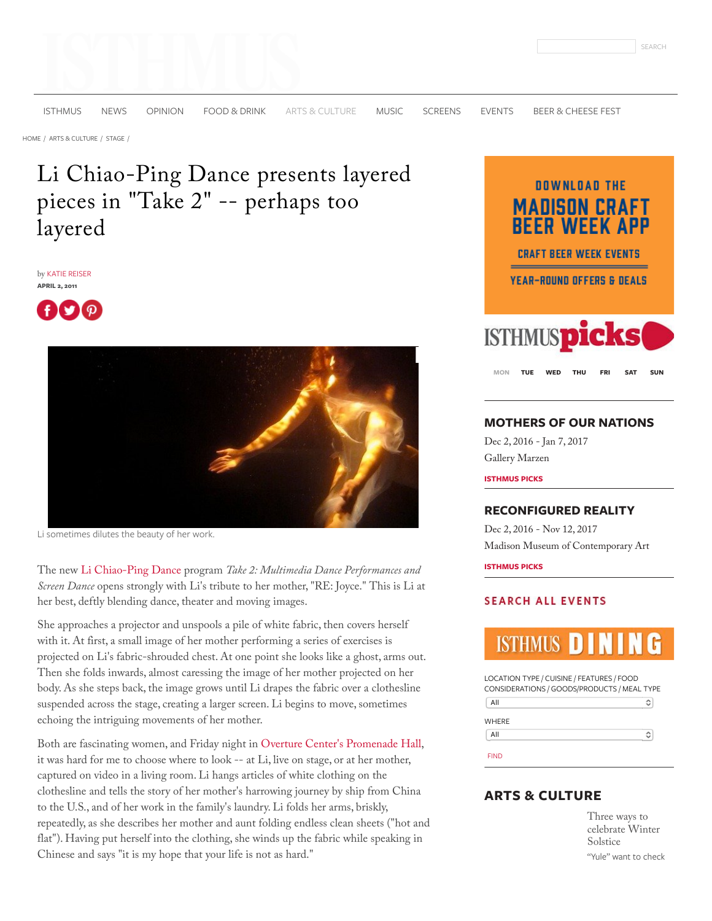HOME / ARTS & CULTURE / STAGE /

# Li Chiao-Ping Dance presents layered pieces in "Take 2" -- perhaps too layered

by KATIE REISER
APRIL 2, 2011

Li sometimes dilutes the beauty of her work.

The new Li Chiao-Ping Dance program *Take 2: Multimedia Dance Performances and Screen Dance* opens strongly with Li's tribute to her mother, "RE: Joyce." This is Li at her best, deftly blending dance, theater and moving images.

She approaches a projector and unspools a pile of white fabric, then covers herself with it. At first, a small image of her mother performing a series of exercises is projected on Li's fabric-shrouded chest. At one point she looks like a ghost, arms out. Then she folds inwards, almost caressing the image of her mother projected on her body. As she steps back, the image grows until Li drapes the fabric over a clothesline suspended across the stage, creating a larger screen. Li begins to move, sometimes echoing the intriguing movements of her mother.

Both are fascinating women, and Friday night in Overture Center's Promenade Hall, it was hard for me to choose where to look -- at Li, live on stage, or at her mother, captured on video in a living room. Li hangs articles of white clothing on the clothesline and tells the story of her mother's harrowing journey by ship from China to the U.S., and of her work in the family's laundry. Li folds her arms, briskly, repeatedly, as she describes her mother and aunt folding endless clean sheets ("hot and flat"). Having put herself into the clothing, she winds up the fabric while speaking in Chinese and says "it is my hope that your life is not as hard."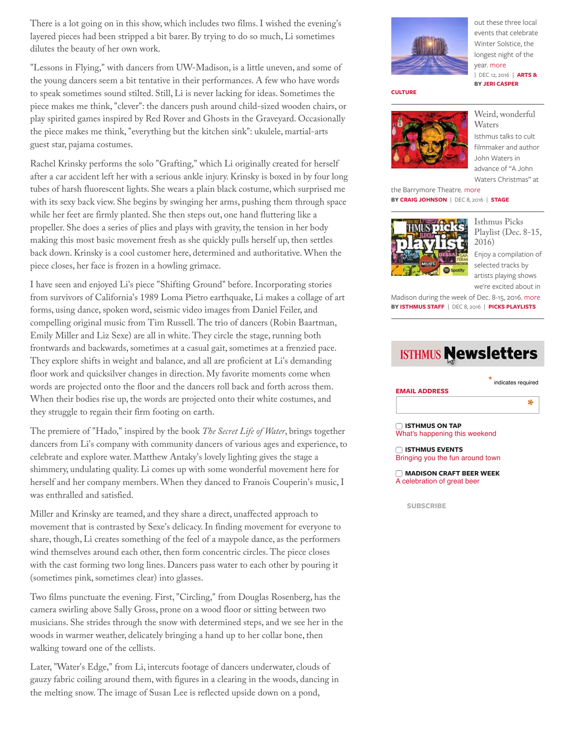There is a lot going on in this show, which includes two films. I wished the evening's layered pieces had been stripped a bit barer. By trying to do so much, Li sometimes dilutes the beauty of her own work.

"Lessons in Flying," with dancers from UW-Madison, is a little uneven, and some of the young dancers seem a bit tentative in their performances. A few who have words to speak sometimes sound stilted. Still, Li is never lacking for ideas. Sometimes the piece makes me think, "clever": the dancers push around child-sized wooden chairs, or play spirited games inspired by Red Rover and Ghosts in the Graveyard. Occasionally the piece makes me think, "everything but the kitchen sink": ukulele, martial-arts guest star, pajama costumes.

Rachel Krinsky performs the solo "Grafting," which Li originally created for herself after a car accident left her with a serious ankle injury. Krinsky is boxed in by four long tubes of harsh fluorescent lights. She wears a plain black costume, which surprised me with its sexy back view. She begins by swinging her arms, pushing them through space while her feet are firmly planted. She then steps out, one hand fluttering like a propeller. She does a series of plies and plays with gravity, the tension in her body making this most basic movement fresh as she quickly pulls herself up, then settles back down. Krinsky is a cool customer here, determined and authoritative. When the piece closes, her face is frozen in a howling grimace.

I have seen and enjoyed Li's piece "Shifting Ground" before. Incorporating stories from survivors of California's 1989 Loma Pietro earthquake, Li makes a collage of art forms, using dance, spoken word, seismic video images from Daniel Feiler, and compelling original music from Tim Russell. The trio of dancers (Robin Baartman, Emily Miller and Liz Sexe) are all in white. They circle the stage, running both frontwards and backwards, sometimes at a casual gait, sometimes at a frenzied pace. They explore shifts in weight and balance, and all are proficient at Li's demanding floor work and quicksilver changes in direction. My favorite moments come when words are projected onto the floor and the dancers roll back and forth across them. When their bodies rise up, the words are projected onto their white costumes, and they struggle to regain their firm footing on earth.

The premiere of "Hado," inspired by the book *The Secret Life of Water*, brings together dancers from Li's company with community dancers of various ages and experience, to celebrate and explore water. Matthew Antaky's lovely lighting gives the stage a shimmery, undulating quality. Li comes up with some wonderful movement here for herself and her company members. When they danced to Franois Couperin's music, I was enthralled and satisfied.

Miller and Krinsky are teamed, and they share a direct, unaffected approach to movement that is contrasted by Sexe's delicacy. In finding movement for everyone to share, though, Li creates something of the feel of a maypole dance, as the performers wind themselves around each other, then form concentric circles. The piece closes with the cast forming two long lines. Dancers pass water to each other by pouring it (sometimes pink, sometimes clear) into glasses.

Two films punctuate the evening. First, "Circling," from Douglas Rosenberg, has the camera swirling above Sally Gross, prone on a wood floor or sitting between two musicians. She strides through the snow with determined steps, and we see her in the woods in warmer weather, delicately bringing a hand up to her collar bone, then walking toward one of the cellists.

Later, "Water's Edge," from Li, intercuts footage of dancers underwater, clouds of gauzy fabric coiling around them, with figures in a clearing in the woods, dancing in the melting snow. The image of Susan Lee is reflected upside down on a pond,

---

out these three local events that celebrate Winter Solstice, the longest night of the year. more
| DEC 12, 2016 | **ARTS & CULTURE**
**BY JERI CASPER**

### Weird, wonderful Waters

Isthmus talks to cult filmmaker and author John Waters in advance of "A John Waters Christmas" at the Barrymore Theatre. more
**BY CRAIG JOHNSON** | DEC 8, 2016 | **STAGE**

### Isthmus Picks Playlist (Dec. 8-15, 2016)

Enjoy a compilation of selected tracks by artists playing shows we're excited about in Madison during the week of Dec. 8-15, 2016. more
**BY ISTHMUS STAFF** | DEC 8, 2016 | **PICKS PLAYLISTS**

## ISTHMUS Newsletters

\* indicates required

**EMAIL ADDRESS** *

**ISTHMUS ON TAP**
What's happening this weekend

**ISTHMUS EVENTS**
Bringing you the fun around town

**MADISON CRAFT BEER WEEK**
A celebration of great beer

SUBSCRIBE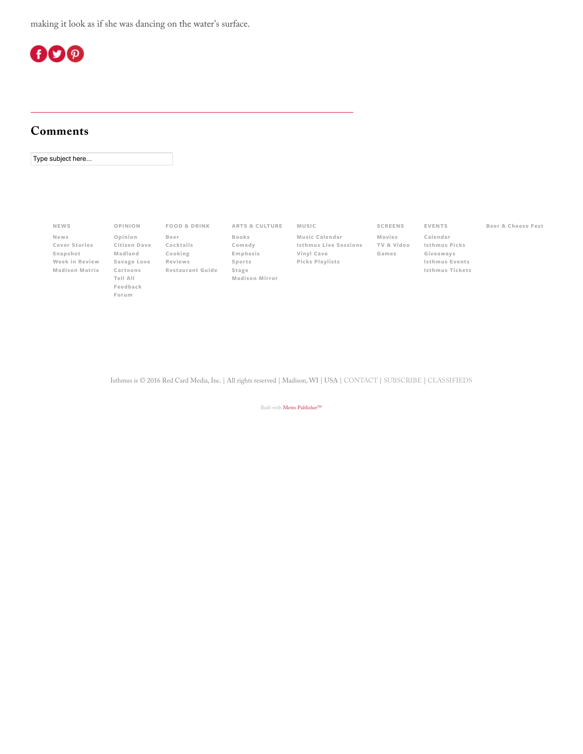making it look as if she was dancing on the water's surface.

## Comments

Type subject here...

**NEWS**
- News
- Cover Stories
- Snapshot
- Week in Review
- Madison Matrix

**OPINION**
- Opinion
- Citizen Dave
- Madland
- Savage Love
- Cartoons
- Tell All
- Feedback
- Forum

**FOOD & DRINK**
- Beer
- Cocktails
- Cooking
- Reviews
- Restaurant Guide

**ARTS & CULTURE**
- Books
- Comedy
- Emphasis
- Sports
- Stage
- Madison Mirror

**MUSIC**
- Music Calendar
- Isthmus Live Sessions
- Vinyl Cave
- Picks Playlists

**SCREENS**
- Movies
- TV & Video
- Games

**EVENTS**
- Calendar
- Isthmus Picks
- Giveaways
- Isthmus Events
- Isthmus Tickets

**Beer & Cheese Fest**

Isthmus is © 2016 Red Card Media, Inc. | All rights reserved | Madison, WI | USA | CONTACT | SUBSCRIBE | CLASSIFIEDS

Built with Metro Publisher™